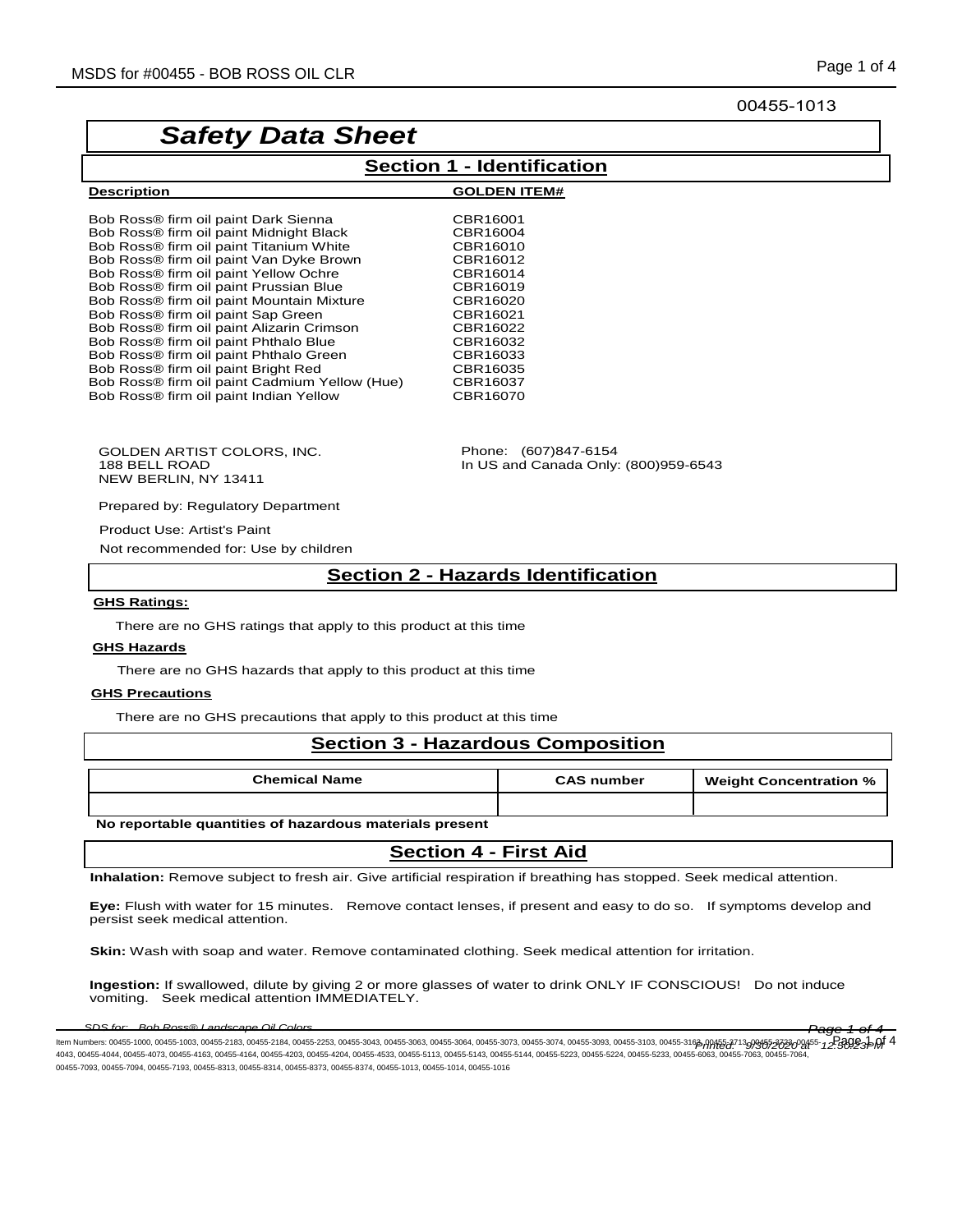00455-1013

# Safety Data Sheet

## Section 1 - Identification

| Description | GOLDEN ITEM# |
|---|---|
| Bob Ross® firm oil paint Dark Sienna | CBR16001 |
| Bob Ross® firm oil paint Midnight Black | CBR16004 |
| Bob Ross® firm oil paint Titanium White | CBR16010 |
| Bob Ross® firm oil paint Van Dyke Brown | CBR16012 |
| Bob Ross® firm oil paint Yellow Ochre | CBR16014 |
| Bob Ross® firm oil paint Prussian Blue | CBR16019 |
| Bob Ross® firm oil paint Mountain Mixture | CBR16020 |
| Bob Ross® firm oil paint Sap Green | CBR16021 |
| Bob Ross® firm oil paint Alizarin Crimson | CBR16022 |
| Bob Ross® firm oil paint Phthalo Blue | CBR16032 |
| Bob Ross® firm oil paint Phthalo Green | CBR16033 |
| Bob Ross® firm oil paint Bright Red | CBR16035 |
| Bob Ross® firm oil paint Cadmium Yellow (Hue) | CBR16037 |
| Bob Ross® firm oil paint Indian Yellow | CBR16070 |

GOLDEN ARTIST COLORS, INC.
188 BELL ROAD
NEW BERLIN, NY 13411

Phone: (607)847-6154
In US and Canada Only: (800)959-6543

Prepared by: Regulatory Department

Product Use: Artist's Paint

Not recommended for: Use by children

## Section 2 - Hazards Identification

**GHS Ratings:**

There are no GHS ratings that apply to this product at this time

**GHS Hazards**

There are no GHS hazards that apply to this product at this time

**GHS Precautions**

There are no GHS precautions that apply to this product at this time

## Section 3 - Hazardous Composition

| Chemical Name | CAS number | Weight Concentration % |
|---|---|---|
| | | |

**No reportable quantities of hazardous materials present**

## Section 4 - First Aid

**Inhalation:** Remove subject to fresh air. Give artificial respiration if breathing has stopped. Seek medical attention.

**Eye:** Flush with water for 15 minutes. Remove contact lenses, if present and easy to do so. If symptoms develop and persist seek medical attention.

**Skin:** Wash with soap and water. Remove contaminated clothing. Seek medical attention for irritation.

**Ingestion:** If swallowed, dilute by giving 2 or more glasses of water to drink ONLY IF CONSCIOUS! Do not induce vomiting. Seek medical attention IMMEDIATELY.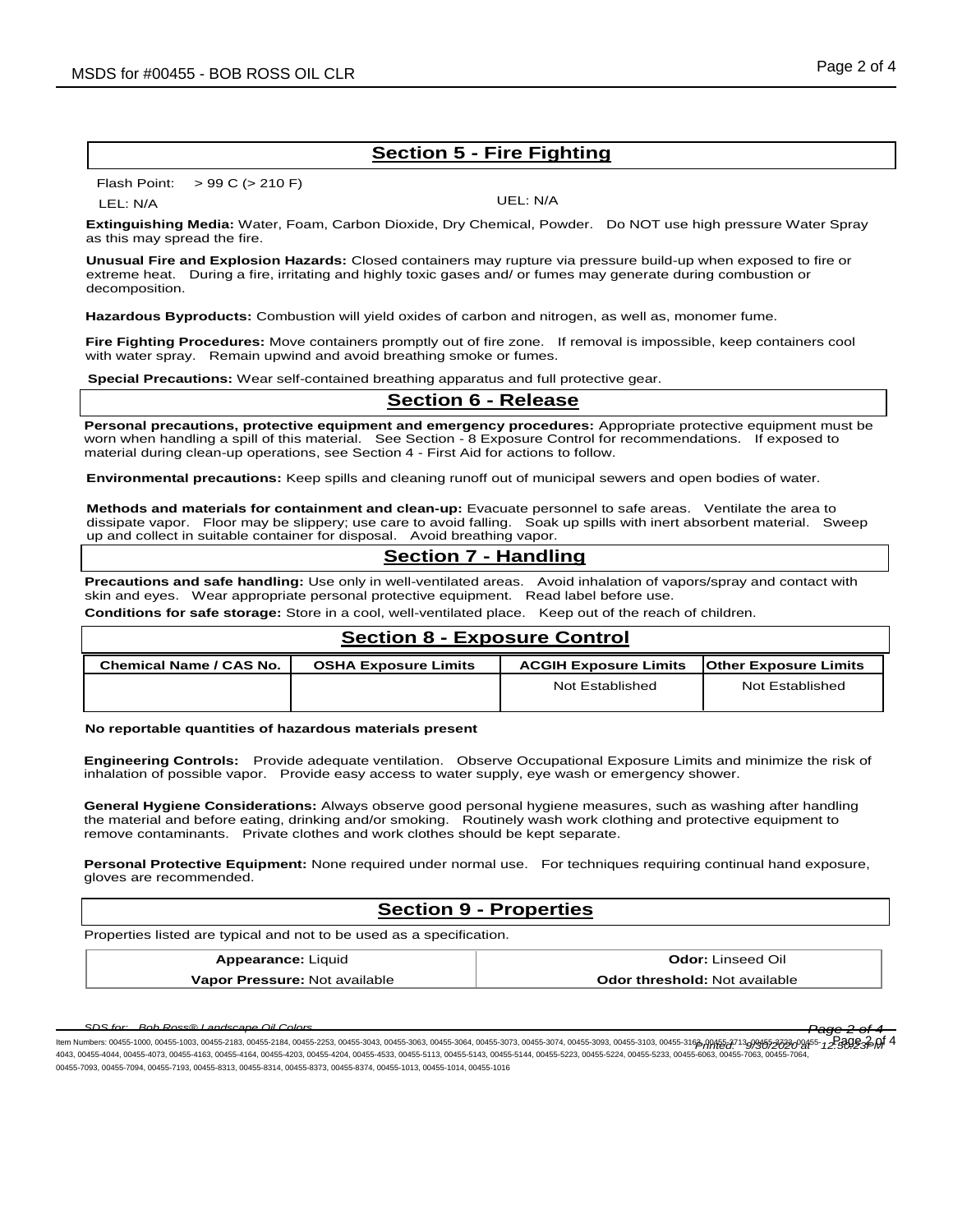## Section 5 - Fire Fighting

Flash Point: > 99 C (> 210 F)

LEL: N/A

UEL: N/A

**Extinguishing Media:** Water, Foam, Carbon Dioxide, Dry Chemical, Powder. Do NOT use high pressure Water Spray as this may spread the fire.

**Unusual Fire and Explosion Hazards:** Closed containers may rupture via pressure build-up when exposed to fire or extreme heat. During a fire, irritating and highly toxic gases and/ or fumes may generate during combustion or decomposition.

**Hazardous Byproducts:** Combustion will yield oxides of carbon and nitrogen, as well as, monomer fume.

**Fire Fighting Procedures:** Move containers promptly out of fire zone. If removal is impossible, keep containers cool with water spray. Remain upwind and avoid breathing smoke or fumes.

**Special Precautions:** Wear self-contained breathing apparatus and full protective gear.

## Section 6 - Release

**Personal precautions, protective equipment and emergency procedures:** Appropriate protective equipment must be worn when handling a spill of this material. See Section - 8 Exposure Control for recommendations. If exposed to material during clean-up operations, see Section 4 - First Aid for actions to follow.

**Environmental precautions:** Keep spills and cleaning runoff out of municipal sewers and open bodies of water.

**Methods and materials for containment and clean-up:** Evacuate personnel to safe areas. Ventilate the area to dissipate vapor. Floor may be slippery; use care to avoid falling. Soak up spills with inert absorbent material. Sweep up and collect in suitable container for disposal. Avoid breathing vapor.

## Section 7 - Handling

**Precautions and safe handling:** Use only in well-ventilated areas. Avoid inhalation of vapors/spray and contact with skin and eyes. Wear appropriate personal protective equipment. Read label before use.

**Conditions for safe storage:** Store in a cool, well-ventilated place. Keep out of the reach of children.

## Section 8 - Exposure Control

| Chemical Name / CAS No. | OSHA Exposure Limits | ACGIH Exposure Limits | Other Exposure Limits |
|---|---|---|---|
| | | Not Established | Not Established |

**No reportable quantities of hazardous materials present**

**Engineering Controls:** Provide adequate ventilation. Observe Occupational Exposure Limits and minimize the risk of inhalation of possible vapor. Provide easy access to water supply, eye wash or emergency shower.

**General Hygiene Considerations:** Always observe good personal hygiene measures, such as washing after handling the material and before eating, drinking and/or smoking. Routinely wash work clothing and protective equipment to remove contaminants. Private clothes and work clothes should be kept separate.

**Personal Protective Equipment:** None required under normal use. For techniques requiring continual hand exposure, gloves are recommended.

## Section 9 - Properties

Properties listed are typical and not to be used as a specification.

| | |
|---|---|
| **Appearance:** Liquid | **Odor:** Linseed Oil |
| **Vapor Pressure:** Not available | **Odor threshold:** Not available |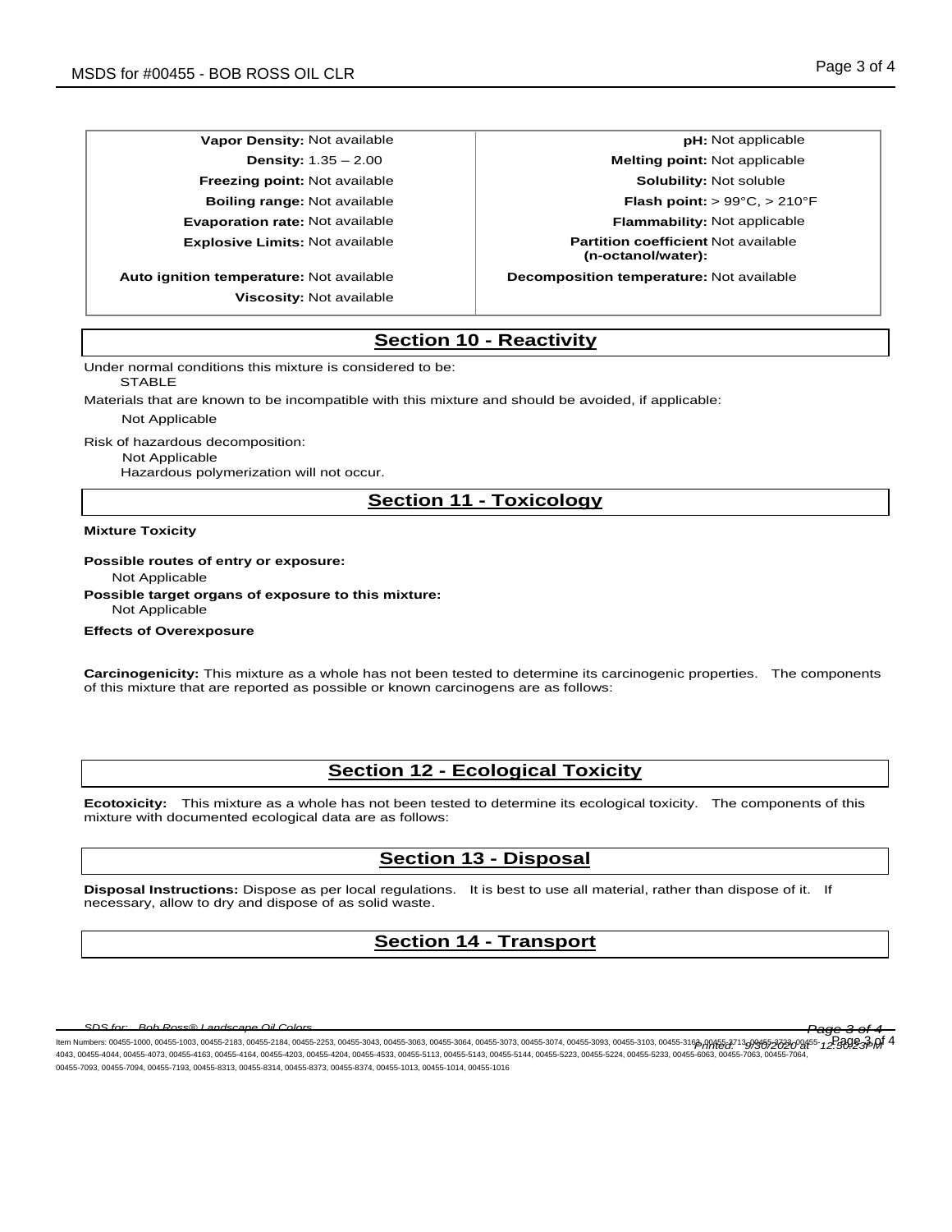| Property | Value | Property | Value |
|---|---|---|---|
| **Vapor Density:** | Not available | **pH:** | Not applicable |
| **Density:** | 1.35 – 2.00 | **Melting point:** | Not applicable |
| **Freezing point:** | Not available | **Solubility:** | Not soluble |
| **Boiling range:** | Not available | **Flash point:** | > 99°C, > 210°F |
| **Evaporation rate:** | Not available | **Flammability:** | Not applicable |
| **Explosive Limits:** | Not available | **Partition coefficient (n-octanol/water):** | Not available |
| **Auto ignition temperature:** | Not available | **Decomposition temperature:** | Not available |
| **Viscosity:** | Not available | | |

## Section 10 - Reactivity

Under normal conditions this mixture is considered to be:
STABLE

Materials that are known to be incompatible with this mixture and should be avoided, if applicable:
Not Applicable

Risk of hazardous decomposition:
Not Applicable
Hazardous polymerization will not occur.

## Section 11 - Toxicology

**Mixture Toxicity**

**Possible routes of entry or exposure:**
Not Applicable

**Possible target organs of exposure to this mixture:**
Not Applicable

**Effects of Overexposure**

**Carcinogenicity:** This mixture as a whole has not been tested to determine its carcinogenic properties. The components of this mixture that are reported as possible or known carcinogens are as follows:

## Section 12 - Ecological Toxicity

**Ecotoxicity:** This mixture as a whole has not been tested to determine its ecological toxicity. The components of this mixture with documented ecological data are as follows:

## Section 13 - Disposal

**Disposal Instructions:** Dispose as per local regulations. It is best to use all material, rather than dispose of it. If necessary, allow to dry and dispose of as solid waste.

## Section 14 - Transport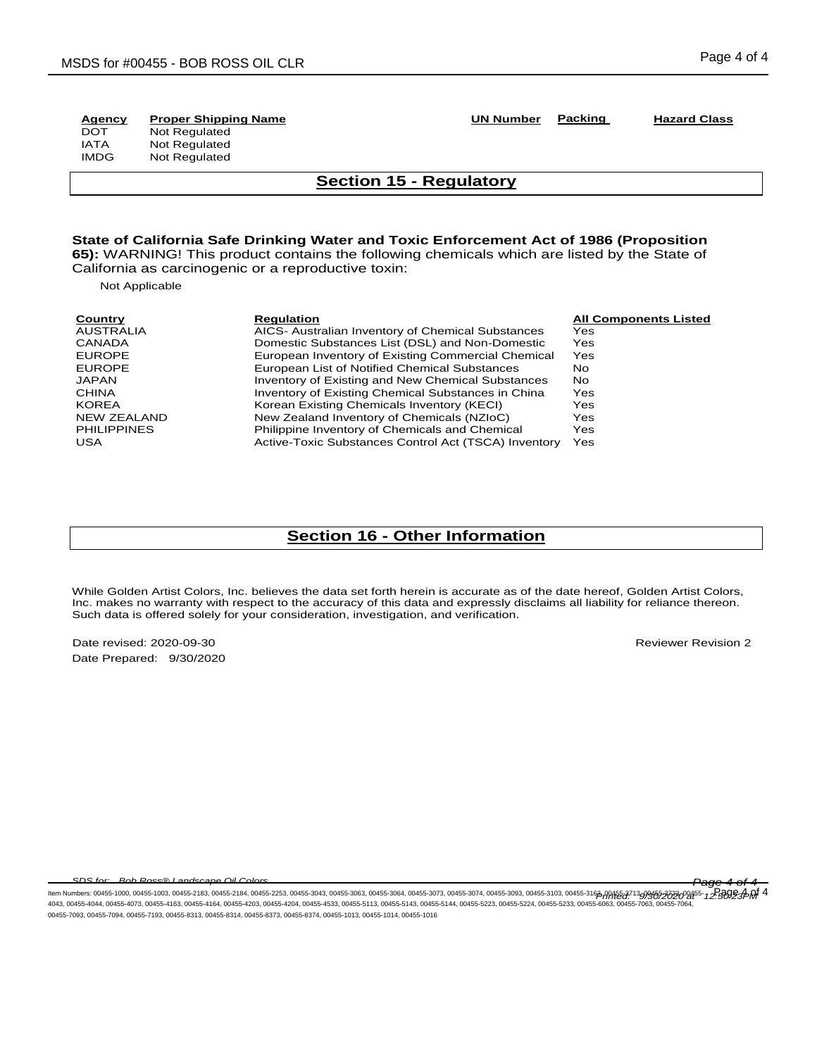| Agency | Proper Shipping Name | UN Number | Packing | Hazard Class |
|---|---|---|---|---|
| DOT | Not Regulated | | | |
| IATA | Not Regulated | | | |
| IMDG | Not Regulated | | | |

## Section 15 - Regulatory

**State of California Safe Drinking Water and Toxic Enforcement Act of 1986 (Proposition 65):** WARNING! This product contains the following chemicals which are listed by the State of California as carcinogenic or a reproductive toxin:

Not Applicable

| Country | Regulation | All Components Listed |
|---|---|---|
| AUSTRALIA | AICS- Australian Inventory of Chemical Substances | Yes |
| CANADA | Domestic Substances List (DSL) and Non-Domestic | Yes |
| EUROPE | European Inventory of Existing Commercial Chemical | Yes |
| EUROPE | European List of Notified Chemical Substances | No |
| JAPAN | Inventory of Existing and New Chemical Substances | No |
| CHINA | Inventory of Existing Chemical Substances in China | Yes |
| KOREA | Korean Existing Chemicals Inventory (KECI) | Yes |
| NEW ZEALAND | New Zealand Inventory of Chemicals (NZIoC) | Yes |
| PHILIPPINES | Philippine Inventory of Chemicals and Chemical | Yes |
| USA | Active-Toxic Substances Control Act (TSCA) Inventory | Yes |

## Section 16 - Other Information

While Golden Artist Colors, Inc. believes the data set forth herein is accurate as of the date hereof, Golden Artist Colors, Inc. makes no warranty with respect to the accuracy of this data and expressly disclaims all liability for reliance thereon. Such data is offered solely for your consideration, investigation, and verification.

Date revised: 2020-09-30

Reviewer Revision 2

Date Prepared: 9/30/2020

Item Numbers: 00455-1000, 00455-1003, 00455-2183, 00455-2184, 00455-2253, 00455-3043, 00455-3063, 00455-3064, 00455-3073, 00455-3074, 00455-3093, 00455-3103, 00455-3163, 00455-3713, 00455-3723, 00455-4043, 00455-4044, 00455-4073, 00455-4163, 00455-4164, 00455-4203, 00455-4204, 00455-4533, 00455-5113, 00455-5143, 00455-5144, 00455-5223, 00455-5224, 00455-5233, 00455-6063, 00455-7063, 00455-7064, 00455-7093, 00455-7094, 00455-7193, 00455-8313, 00455-8314, 00455-8373, 00455-8374, 00455-1013, 00455-1014, 00455-1016